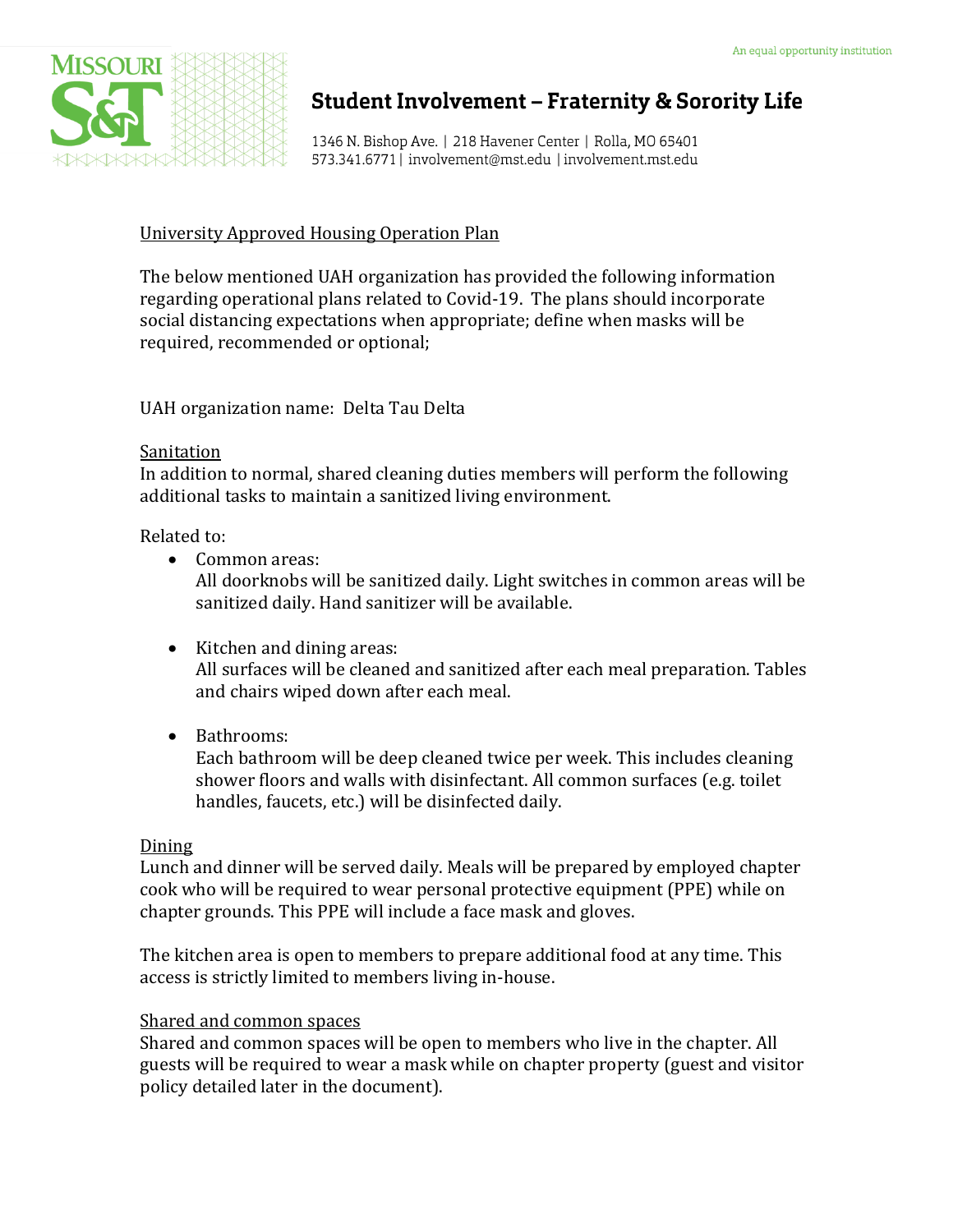An equal opportunity institution

# Student Involvement – Fraternity & Sorority Life

1346 N. Bishop Ave. | 218 Havener Center | Rolla, MO 65401
573.341.6771 | involvement@mst.edu | involvement.mst.edu

<u>University Approved Housing Operation Plan</u>

The below mentioned UAH organization has provided the following information regarding operational plans related to Covid-19. The plans should incorporate social distancing expectations when appropriate; define when masks will be required, recommended or optional;

UAH organization name: Delta Tau Delta

<u>Sanitation</u>

In addition to normal, shared cleaning duties members will perform the following additional tasks to maintain a sanitized living environment.

Related to:

- Common areas:
  All doorknobs will be sanitized daily. Light switches in common areas will be sanitized daily. Hand sanitizer will be available.

- Kitchen and dining areas:
  All surfaces will be cleaned and sanitized after each meal preparation. Tables and chairs wiped down after each meal.

- Bathrooms:
  Each bathroom will be deep cleaned twice per week. This includes cleaning shower floors and walls with disinfectant. All common surfaces (e.g. toilet handles, faucets, etc.) will be disinfected daily.

<u>Dining</u>

Lunch and dinner will be served daily. Meals will be prepared by employed chapter cook who will be required to wear personal protective equipment (PPE) while on chapter grounds. This PPE will include a face mask and gloves.

The kitchen area is open to members to prepare additional food at any time. This access is strictly limited to members living in-house.

<u>Shared and common spaces</u>

Shared and common spaces will be open to members who live in the chapter. All guests will be required to wear a mask while on chapter property (guest and visitor policy detailed later in the document).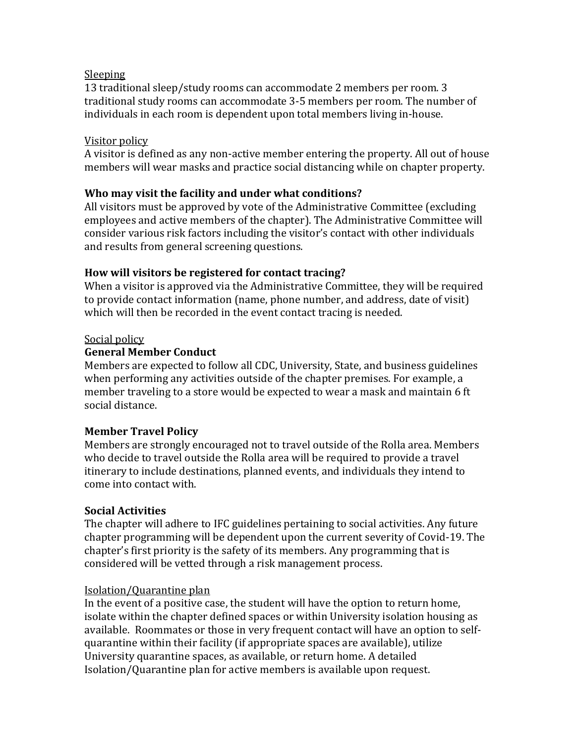Sleeping

13 traditional sleep/study rooms can accommodate 2 members per room. 3 traditional study rooms can accommodate 3-5 members per room. The number of individuals in each room is dependent upon total members living in-house.

Visitor policy

A visitor is defined as any non-active member entering the property. All out of house members will wear masks and practice social distancing while on chapter property.

**Who may visit the facility and under what conditions?**

All visitors must be approved by vote of the Administrative Committee (excluding employees and active members of the chapter). The Administrative Committee will consider various risk factors including the visitor's contact with other individuals and results from general screening questions.

**How will visitors be registered for contact tracing?**

When a visitor is approved via the Administrative Committee, they will be required to provide contact information (name, phone number, and address, date of visit) which will then be recorded in the event contact tracing is needed.

Social policy

**General Member Conduct**

Members are expected to follow all CDC, University, State, and business guidelines when performing any activities outside of the chapter premises. For example, a member traveling to a store would be expected to wear a mask and maintain 6 ft social distance.

**Member Travel Policy**

Members are strongly encouraged not to travel outside of the Rolla area. Members who decide to travel outside the Rolla area will be required to provide a travel itinerary to include destinations, planned events, and individuals they intend to come into contact with.

**Social Activities**

The chapter will adhere to IFC guidelines pertaining to social activities. Any future chapter programming will be dependent upon the current severity of Covid-19. The chapter's first priority is the safety of its members. Any programming that is considered will be vetted through a risk management process.

Isolation/Quarantine plan

In the event of a positive case, the student will have the option to return home, isolate within the chapter defined spaces or within University isolation housing as available. Roommates or those in very frequent contact will have an option to self-quarantine within their facility (if appropriate spaces are available), utilize University quarantine spaces, as available, or return home. A detailed Isolation/Quarantine plan for active members is available upon request.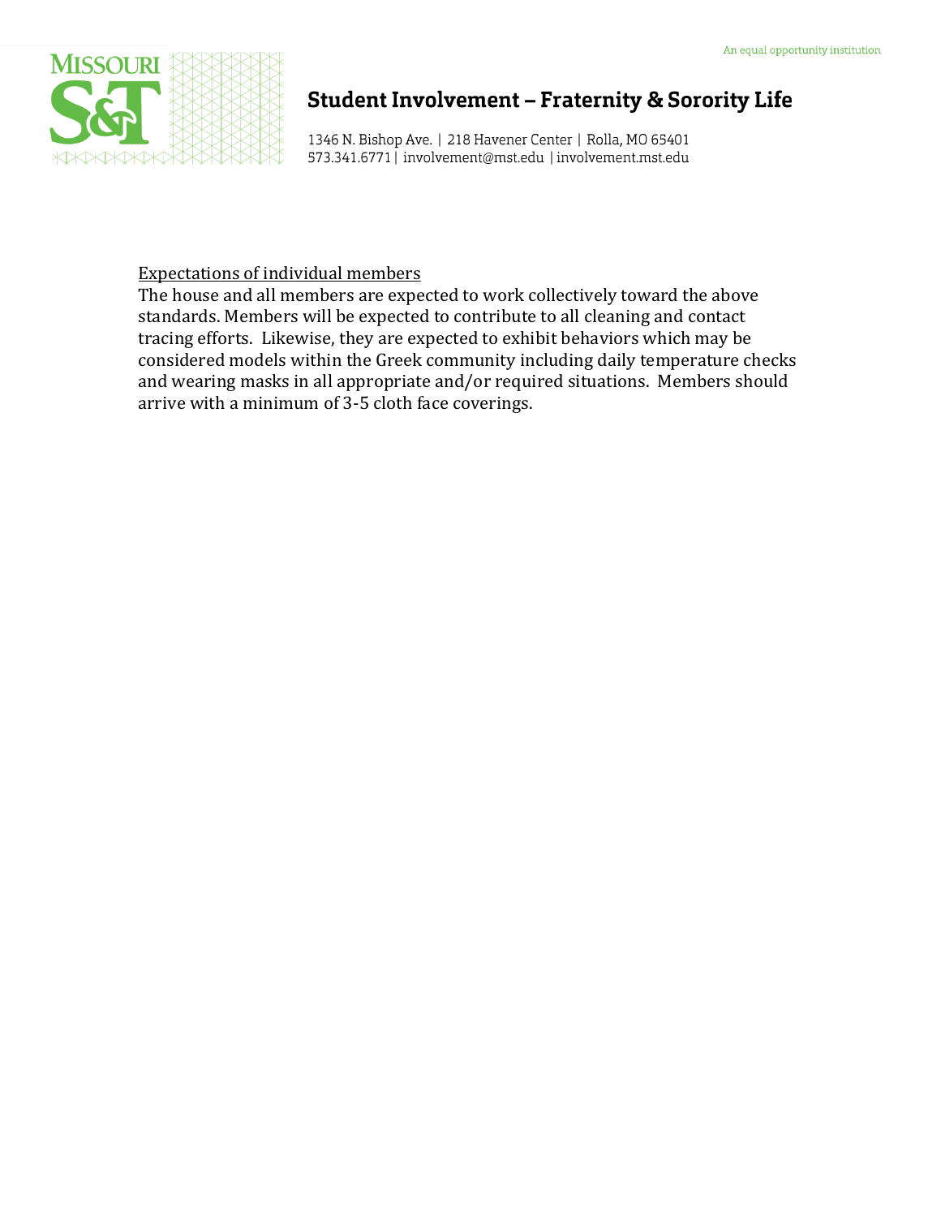Expectations of individual members

The house and all members are expected to work collectively toward the above standards. Members will be expected to contribute to all cleaning and contact tracing efforts. Likewise, they are expected to exhibit behaviors which may be considered models within the Greek community including daily temperature checks and wearing masks in all appropriate and/or required situations. Members should arrive with a minimum of 3-5 cloth face coverings.